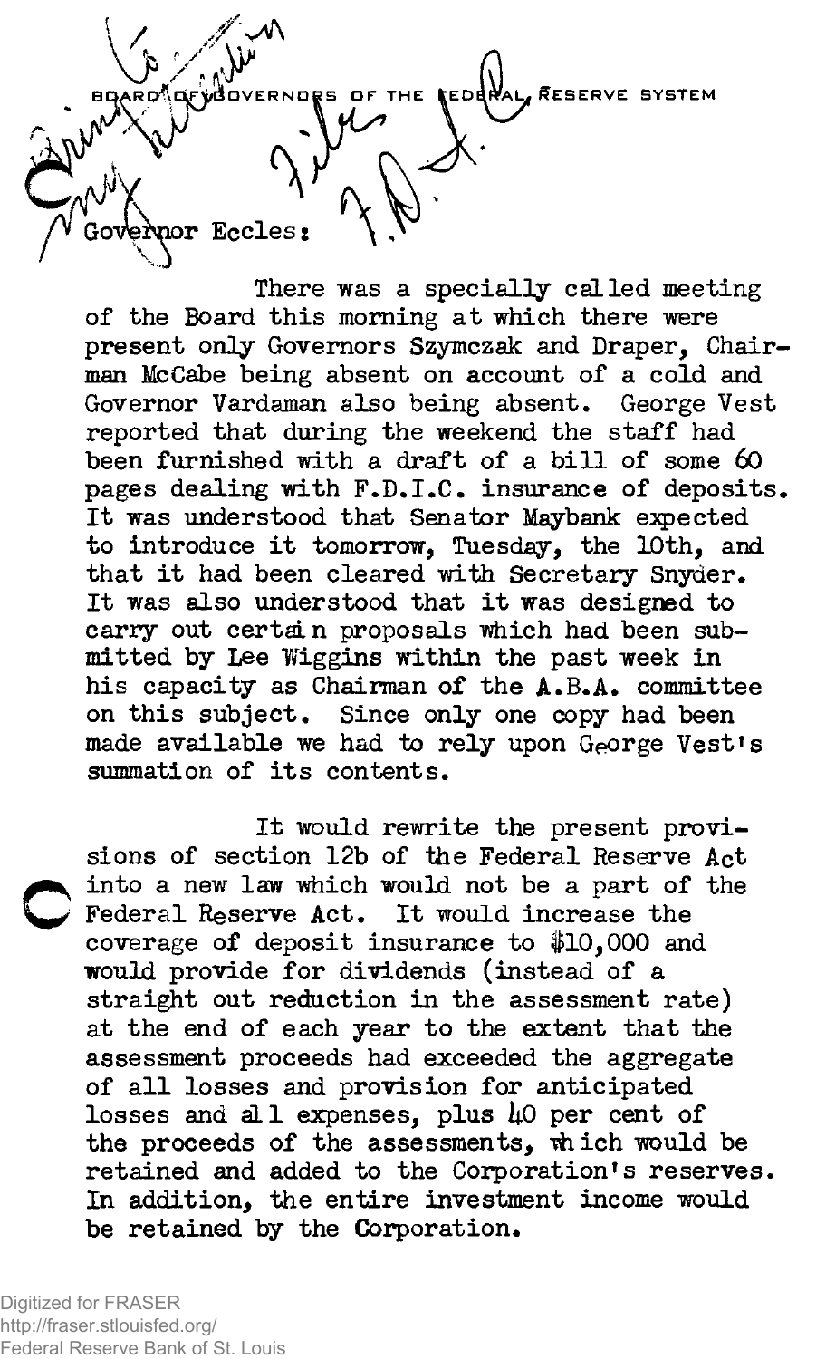BOARD OF GOVERNORS OF THE FEDERAL RESERVE SYSTEM

Governor Eccles:

There was a specially called meeting of the Board this morning at which there were present only Governors Szymczak and Draper, Chairman McCabe being absent on account of a cold and Governor Vardaman also being absent. George Vest reported that during the weekend the staff had been furnished with a draft of a bill of some 60 pages dealing with F.D.I.C. insurance of deposits. It was understood that Senator Maybank expected to introduce it tomorrow, Tuesday, the 10th, and that it had been cleared with Secretary Snyder. It was also understood that it was designed to carry out certain proposals which had been submitted by Lee Wiggins within the past week in his capacity as Chairman of the A.B.A. committee on this subject. Since only one copy had been made available we had to rely upon George Vest's summation of its contents.

It would rewrite the present provisions of section 12b of the Federal Reserve Act into a new law which would not be a part of the Federal Reserve Act. It would increase the coverage of deposit insurance to $10,000 and would provide for dividends (instead of a straight out reduction in the assessment rate) at the end of each year to the extent that the assessment proceeds had exceeded the aggregate of all losses and provision for anticipated losses and all expenses, plus 40 per cent of the proceeds of the assessments, which would be retained and added to the Corporation's reserves. In addition, the entire investment income would be retained by the Corporation.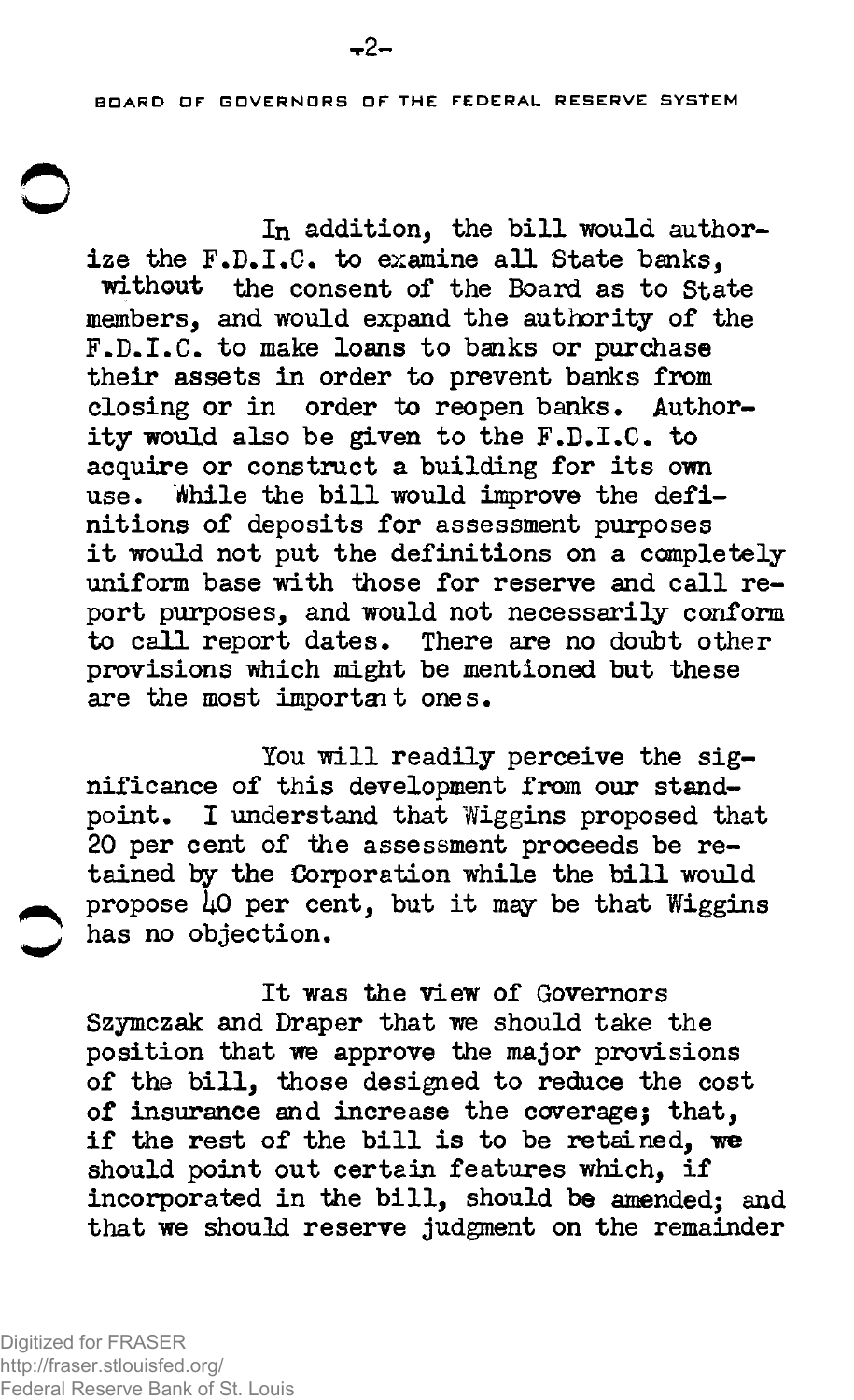In addition, the bill would authorize the F.D.I.C. to examine all State banks, without the consent of the Board as to State members, and would expand the authority of the F.D.I.C. to make loans to banks or purchase their assets in order to prevent banks from closing or in order to reopen banks. Authority would also be given to the F.D.I.C. to acquire or construct a building for its own use. While the bill would improve the definitions of deposits for assessment purposes it would not put the definitions on a completely uniform base with those for reserve and call report purposes, and would not necessarily conform to call report dates. There are no doubt other provisions which might be mentioned but these are the most important ones.

You will readily perceive the significance of this development from our standpoint. I understand that Wiggins proposed that 20 per cent of the assessment proceeds be retained by the Corporation while the bill would propose 40 per cent, but it may be that Wiggins has no objection.

It was the view of Governors Szymczak and Draper that we should take the position that we approve the major provisions of the bill, those designed to reduce the cost of insurance and increase the coverage; that, if the rest of the bill is to be retained, we should point out certain features which, if incorporated in the bill, should be amended; and that we should reserve judgment on the remainder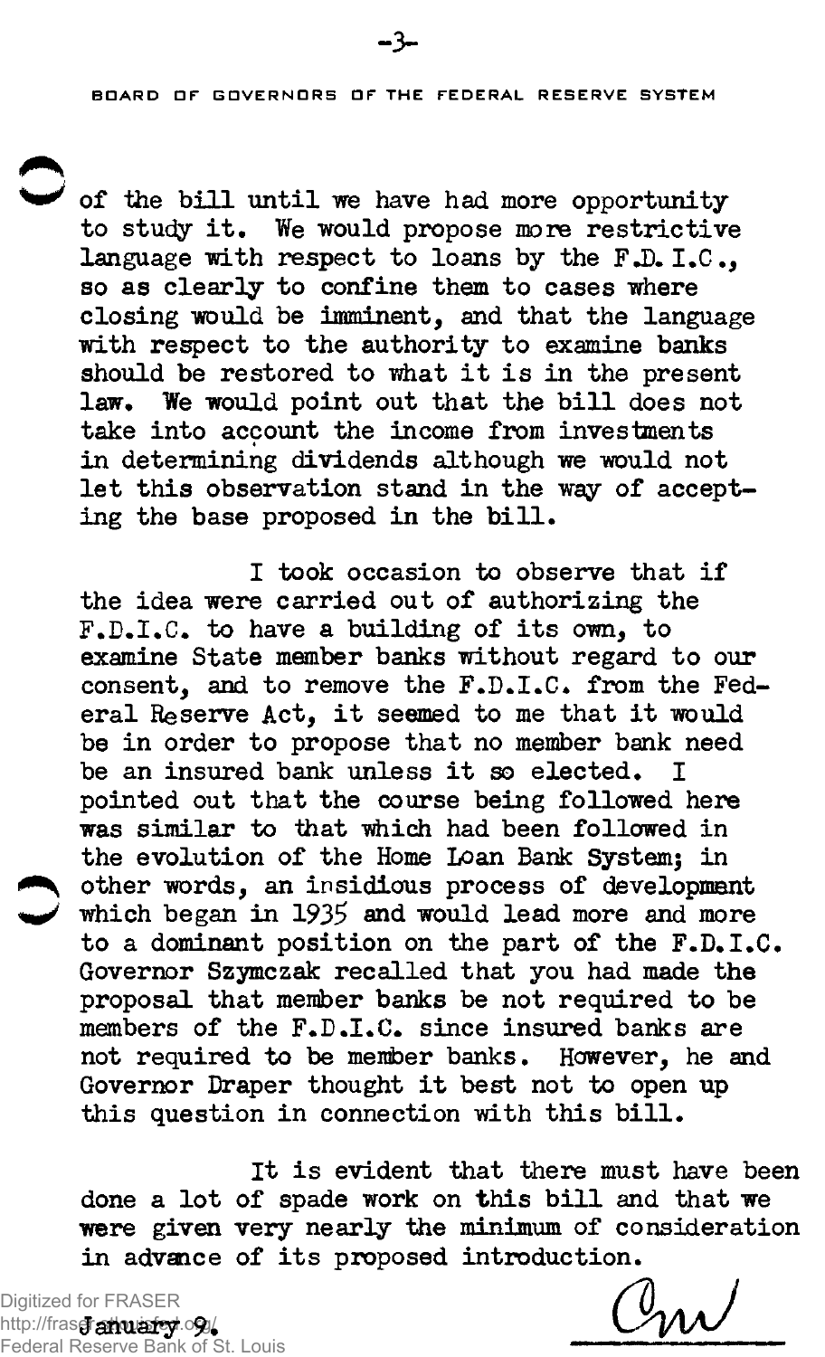of the bill until we have had more opportunity to study it. We would propose more restrictive language with respect to loans by the F.D.I.C., so as clearly to confine them to cases where closing would be imminent, and that the language with respect to the authority to examine banks should be restored to what it is in the present law. We would point out that the bill does not take into account the income from investments in determining dividends although we would not let this observation stand in the way of accepting the base proposed in the bill.

I took occasion to observe that if the idea were carried out of authorizing the F.D.I.C. to have a building of its own, to examine State member banks without regard to our consent, and to remove the F.D.I.C. from the Federal Reserve Act, it seemed to me that it would be in order to propose that no member bank need be an insured bank unless it so elected. I pointed out that the course being followed here was similar to that which had been followed in the evolution of the Home Loan Bank System; in other words, an insidious process of development which began in 1935 and would lead more and more to a dominant position on the part of the F.D.I.C. Governor Szymczak recalled that you had made the proposal that member banks be not required to be members of the F.D.I.C. since insured banks are not required to be member banks. However, he and Governor Draper thought it best not to open up this question in connection with this bill.

It is evident that there must have been done a lot of spade work on this bill and that we were given very nearly the minimum of consideration in advance of its proposed introduction.

January 9.

ChW